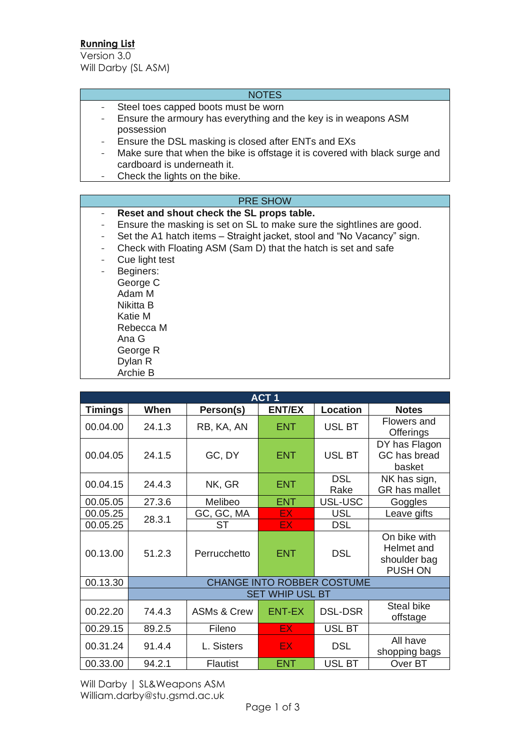**Running List**
Version 3.0
Will Darby (SL ASM)

| NOTES |
|---|
| - Steel toes capped boots must be worn<br>- Ensure the armoury has everything and the key is in weapons ASM possession<br>- Ensure the DSL masking is closed after ENTs and EXs<br>- Make sure that when the bike is offstage it is covered with black surge and cardboard is underneath it.<br>- Check the lights on the bike. |

| PRE SHOW |
|---|
| - **Reset and shout check the SL props table.**<br>- Ensure the masking is set on SL to make sure the sightlines are good.<br>- Set the A1 hatch items – Straight jacket, stool and "No Vacancy" sign.<br>- Check with Floating ASM (Sam D) that the hatch is set and safe<br>- Cue light test<br>- Beginers:<br>George C<br>Adam M<br>Nikitta B<br>Katie M<br>Rebecca M<br>Ana G<br>George R<br>Dylan R<br>Archie B |

| ACT 1 | | | | | |
|---|---|---|---|---|---|
| **Timings** | **When** | **Person(s)** | **ENT/EX** | **Location** | **Notes** |
| 00.04.00 | 24.1.3 | RB, KA, AN | ENT | USL BT | Flowers and Offerings |
| 00.04.05 | 24.1.5 | GC, DY | ENT | USL BT | DY has Flagon GC has bread basket |
| 00.04.15 | 24.4.3 | NK, GR | ENT | DSL Rake | NK has sign, GR has mallet |
| 00.05.05 | 27.3.6 | Melibeo | ENT | USL-USC | Goggles |
| 00.05.25 | 28.3.1 | GC, GC, MA | EX | USL | Leave gifts |
| 00.05.25 | | ST | EX | DSL | |
| 00.13.00 | 51.2.3 | Perrucchetto | ENT | DSL | On bike with Helmet and shoulder bag PUSH ON |
| 00.13.30 | CHANGE INTO ROBBER COSTUME | | | | |
| | SET WHIP USL BT | | | | |
| 00.22.20 | 74.4.3 | ASMs & Crew | ENT-EX | DSL-DSR | Steal bike offstage |
| 00.29.15 | 89.2.5 | Fileno | EX | USL BT | |
| 00.31.24 | 91.4.4 | L. Sisters | EX | DSL | All have shopping bags |
| 00.33.00 | 94.2.1 | Flautist | ENT | USL BT | Over BT |

Will Darby | SL&Weapons ASM
William.darby@stu.gsmd.ac.uk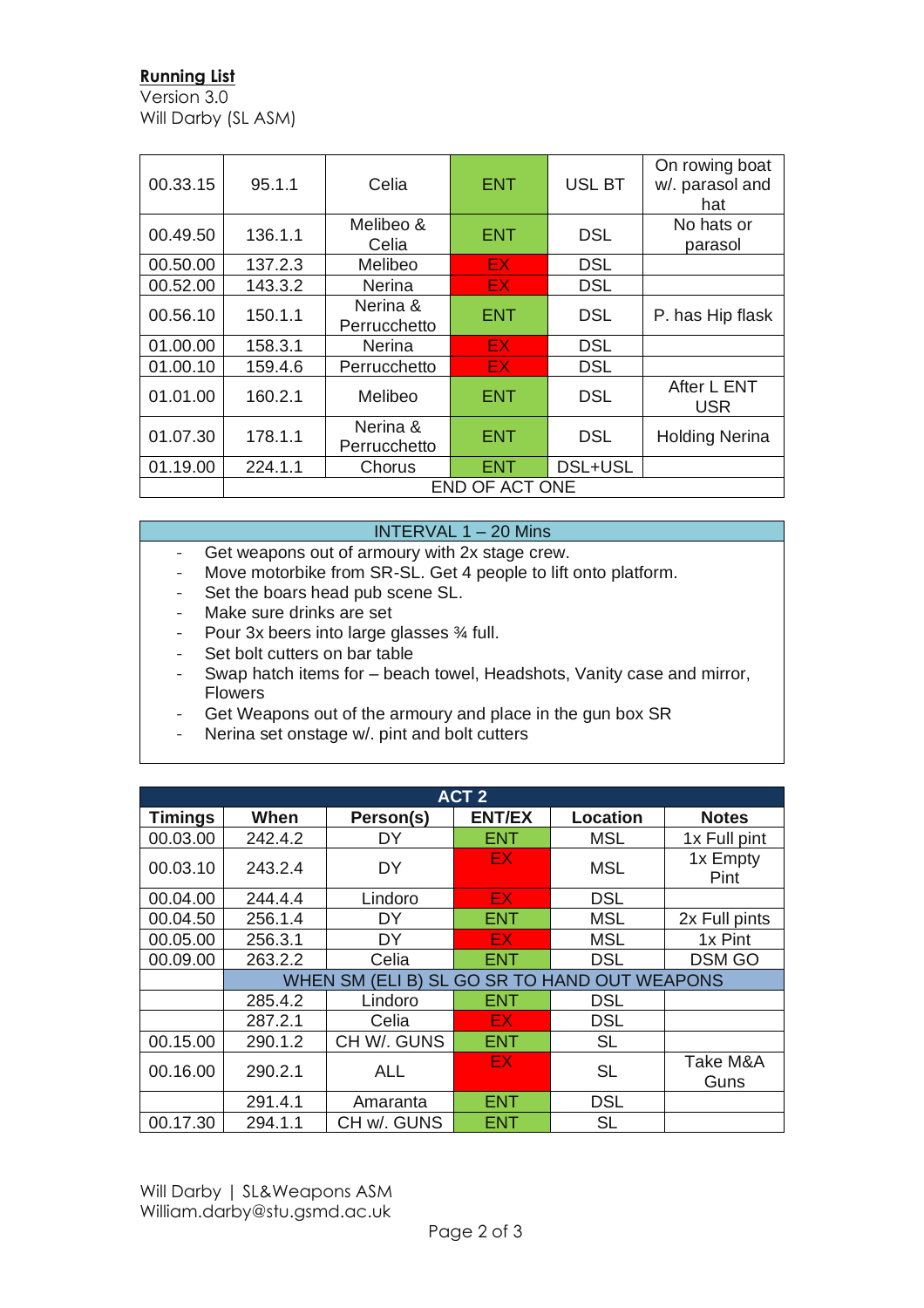**Running List**
Version 3.0
Will Darby (SL ASM)

| | | | | | |
|---|---|---|---|---|---|
| 00.33.15 | 95.1.1 | Celia | ENT | USL BT | On rowing boat w/. parasol and hat |
| 00.49.50 | 136.1.1 | Melibeo & Celia | ENT | DSL | No hats or parasol |
| 00.50.00 | 137.2.3 | Melibeo | EX | DSL | |
| 00.52.00 | 143.3.2 | Nerina | EX | DSL | |
| 00.56.10 | 150.1.1 | Nerina & Perrucchetto | ENT | DSL | P. has Hip flask |
| 01.00.00 | 158.3.1 | Nerina | EX | DSL | |
| 01.00.10 | 159.4.6 | Perrucchetto | EX | DSL | |
| 01.01.00 | 160.2.1 | Melibeo | ENT | DSL | After L ENT USR |
| 01.07.30 | 178.1.1 | Nerina & Perrucchetto | ENT | DSL | Holding Nerina |
| 01.19.00 | 224.1.1 | Chorus | ENT | DSL+USL | |
| | END OF ACT ONE | | | | |

**INTERVAL 1 – 20 Mins**

- Get weapons out of armoury with 2x stage crew.
- Move motorbike from SR-SL. Get 4 people to lift onto platform.
- Set the boars head pub scene SL.
- Make sure drinks are set
- Pour 3x beers into large glasses ¾ full.
- Set bolt cutters on bar table
- Swap hatch items for – beach towel, Headshots, Vanity case and mirror, Flowers
- Get Weapons out of the armoury and place in the gun box SR
- Nerina set onstage w/. pint and bolt cutters

**ACT 2**

| Timings | When | Person(s) | ENT/EX | Location | Notes |
|---|---|---|---|---|---|
| 00.03.00 | 242.4.2 | DY | ENT | MSL | 1x Full pint |
| 00.03.10 | 243.2.4 | DY | EX | MSL | 1x Empty Pint |
| 00.04.00 | 244.4.4 | Lindoro | EX | DSL | |
| 00.04.50 | 256.1.4 | DY | ENT | MSL | 2x Full pints |
| 00.05.00 | 256.3.1 | DY | EX | MSL | 1x Pint |
| 00.09.00 | 263.2.2 | Celia | ENT | DSL | DSM GO |
| | WHEN SM (ELI B) SL GO SR TO HAND OUT WEAPONS | | | | |
| | 285.4.2 | Lindoro | ENT | DSL | |
| | 287.2.1 | Celia | EX | DSL | |
| 00.15.00 | 290.1.2 | CH W/. GUNS | ENT | SL | |
| 00.16.00 | 290.2.1 | ALL | EX | SL | Take M&A Guns |
| | 291.4.1 | Amaranta | ENT | DSL | |
| 00.17.30 | 294.1.1 | CH w/. GUNS | ENT | SL | |

Will Darby | SL&Weapons ASM
William.darby@stu.gsmd.ac.uk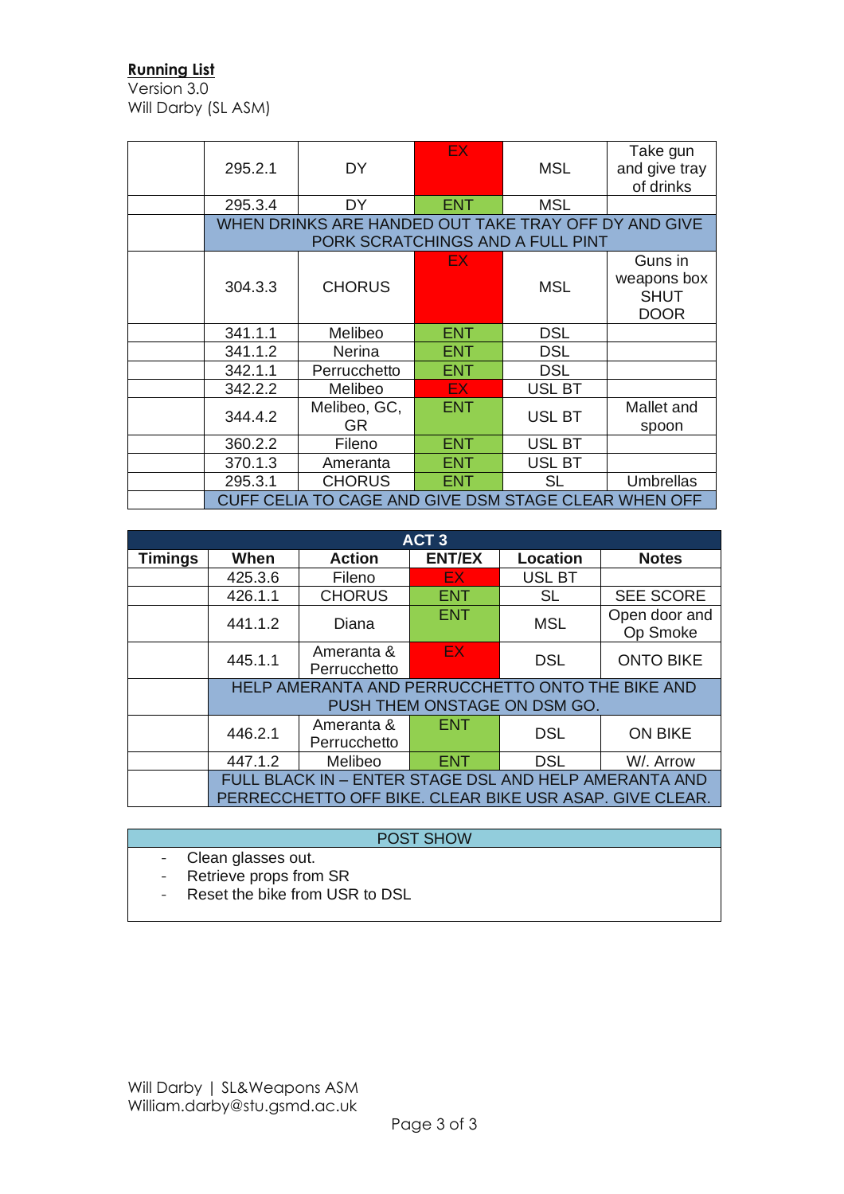**Running List**
Version 3.0
Will Darby (SL ASM)

| | | | | | |
|---|---|---|---|---|---|
| | 295.2.1 | DY | EX | MSL | Take gun and give tray of drinks |
| | 295.3.4 | DY | ENT | MSL | |
| | WHEN DRINKS ARE HANDED OUT TAKE TRAY OFF DY AND GIVE PORK SCRATCHINGS AND A FULL PINT | | | | |
| | 304.3.3 | CHORUS | EX | MSL | Guns in weapons box SHUT DOOR |
| | 341.1.1 | Melibeo | ENT | DSL | |
| | 341.1.2 | Nerina | ENT | DSL | |
| | 342.1.1 | Perrucchetto | ENT | DSL | |
| | 342.2.2 | Melibeo | EX | USL BT | |
| | 344.4.2 | Melibeo, GC, GR | ENT | USL BT | Mallet and spoon |
| | 360.2.2 | Fileno | ENT | USL BT | |
| | 370.1.3 | Ameranta | ENT | USL BT | |
| | 295.3.1 | CHORUS | ENT | SL | Umbrellas |
| | CUFF CELIA TO CAGE AND GIVE DSM STAGE CLEAR WHEN OFF | | | | |

**ACT 3**

| Timings | When | Action | ENT/EX | Location | Notes |
|---|---|---|---|---|---|
| | 425.3.6 | Fileno | EX | USL BT | |
| | 426.1.1 | CHORUS | ENT | SL | SEE SCORE |
| | 441.1.2 | Diana | ENT | MSL | Open door and Op Smoke |
| | 445.1.1 | Ameranta & Perrucchetto | EX | DSL | ONTO BIKE |
| | HELP AMERANTA AND PERRUCCHETTO ONTO THE BIKE AND PUSH THEM ONSTAGE ON DSM GO. | | | | |
| | 446.2.1 | Ameranta & Perrucchetto | ENT | DSL | ON BIKE |
| | 447.1.2 | Melibeo | ENT | DSL | W/. Arrow |
| | FULL BLACK IN – ENTER STAGE DSL AND HELP AMERANTA AND PERRECCHETTO OFF BIKE. CLEAR BIKE USR ASAP. GIVE CLEAR. | | | | |

**POST SHOW**

- Clean glasses out.
- Retrieve props from SR
- Reset the bike from USR to DSL

Will Darby | SL&Weapons ASM
William.darby@stu.gsmd.ac.uk